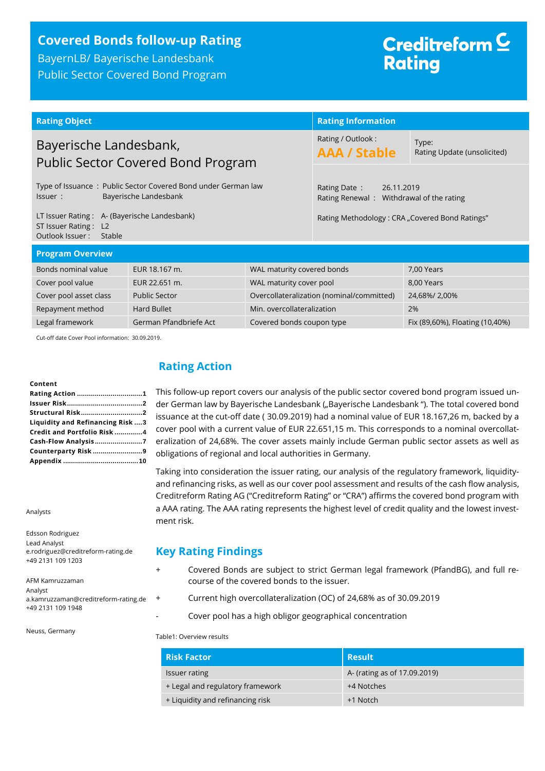# Covered Bonds follow-up Rating

BayernLB/ Bayerische Landesbank

Public Sector Covered Bond Program

Creditreform Rating

| Rating Object | | Rating Information | |
|---|---|---|---|
| Bayerische Landesbank, Public Sector Covered Bond Program | | Rating / Outlook : **AAA / Stable** | Type: Rating Update (unsolicited) |
| Type of Issuance : Public Sector Covered Bond under German law<br>Issuer : Bayerische Landesbank | | Rating Date : 26.11.2019<br>Rating Renewal : Withdrawal of the rating | |
| LT Issuer Rating : A- (Bayerische Landesbank)<br>ST Issuer Rating : L2<br>Outlook Issuer : Stable | | Rating Methodology : CRA „Covered Bond Ratings" | |

**Program Overview**

| | | | |
|---|---|---|---|
| Bonds nominal value | EUR 18.167 m. | WAL maturity covered bonds | 7,00 Years |
| Cover pool value | EUR 22.651 m. | WAL maturity cover pool | 8,00 Years |
| Cover pool asset class | Public Sector | Overcollateralization (nominal/committed) | 24,68%/ 2,00% |
| Repayment method | Hard Bullet | Min. overcollateralization | 2% |
| Legal framework | German Pfandbriefe Act | Covered bonds coupon type | Fix (89,60%), Floating (10,40%) |

Cut-off date Cover Pool information: 30.09.2019.

**Content**

- Rating Action ....1
- Issuer Risk ....2
- Structural Risk ....2
- Liquidity and Refinancing Risk ....3
- Credit and Portfolio Risk ....4
- Cash-Flow Analysis ....7
- Counterparty Risk ....9
- Appendix ....10

Analysts

Edsson Rodriguez
Lead Analyst
e.rodriguez@creditreform-rating.de
+49 2131 109 1203

AFM Kamruzzaman
Analyst
a.kamruzzaman@creditreform-rating.de
+49 2131 109 1948

Neuss, Germany

## Rating Action

This follow-up report covers our analysis of the public sector covered bond program issued under German law by Bayerische Landesbank („Bayerische Landesbank "). The total covered bond issuance at the cut-off date ( 30.09.2019) had a nominal value of EUR 18.167,26 m, backed by a cover pool with a current value of EUR 22.651,15 m. This corresponds to a nominal overcollateralization of 24,68%. The cover assets mainly include German public sector assets as well as obligations of regional and local authorities in Germany.

Taking into consideration the issuer rating, our analysis of the regulatory framework, liquidity- and refinancing risks, as well as our cover pool assessment and results of the cash flow analysis, Creditreform Rating AG ("Creditreform Rating" or "CRA") affirms the covered bond program with a AAA rating. The AAA rating represents the highest level of credit quality and the lowest investment risk.

## Key Rating Findings

+ Covered Bonds are subject to strict German legal framework (PfandBG), and full recourse of the covered bonds to the issuer.
+ Current high overcollateralization (OC) of 24,68% as of 30.09.2019
- Cover pool has a high obligor geographical concentration

Table1: Overview results

| Risk Factor | Result |
|---|---|
| Issuer rating | A- (rating as of 17.09.2019) |
| + Legal and regulatory framework | +4 Notches |
| + Liquidity and refinancing risk | +1 Notch |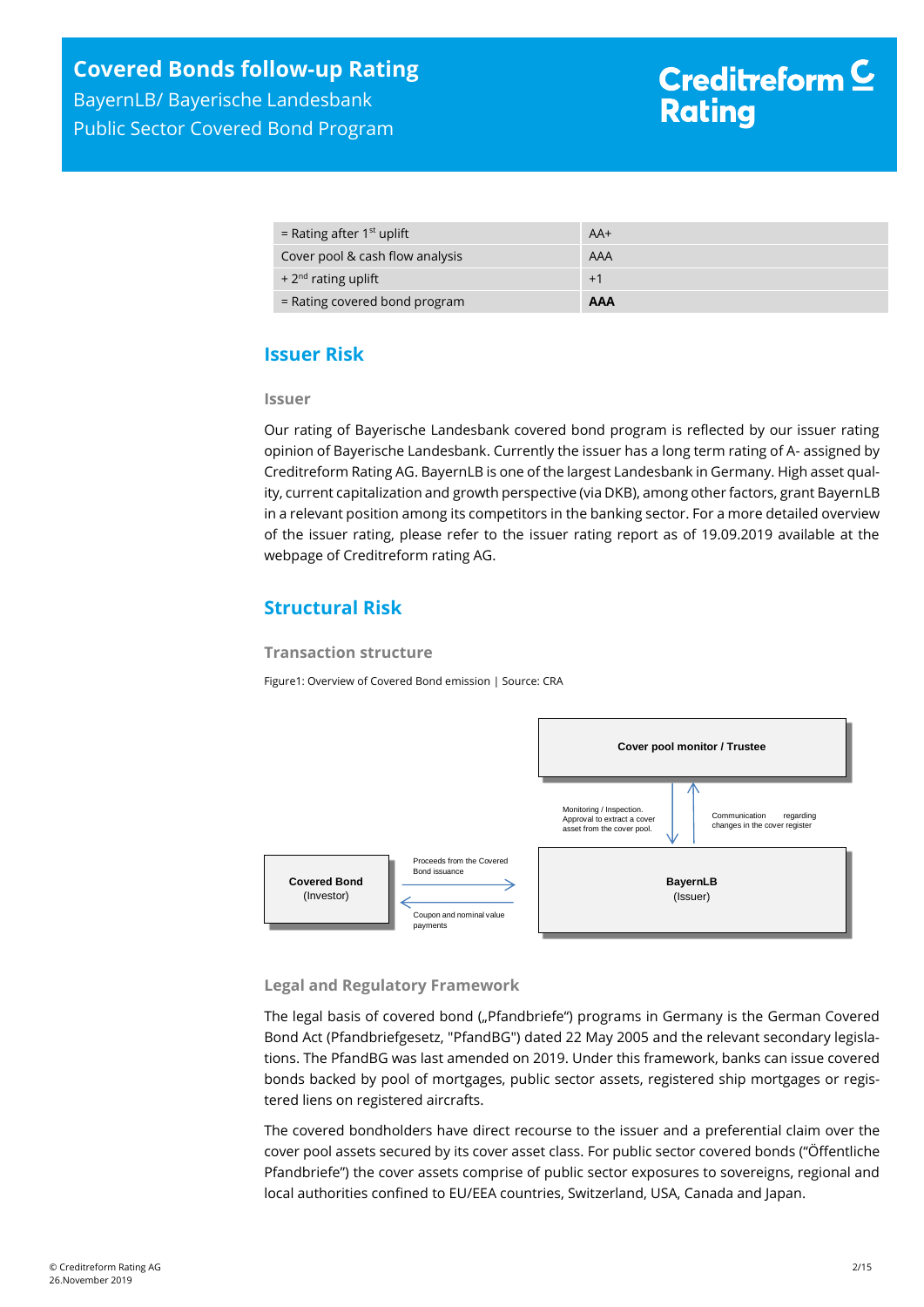| = Rating after 1st uplift | AA+ |
| --- | --- |
| Cover pool & cash flow analysis | AAA |
| + 2nd rating uplift | +1 |
| = Rating covered bond program | **AAA** |

## Issuer Risk

### Issuer

Our rating of Bayerische Landesbank covered bond program is reflected by our issuer rating opinion of Bayerische Landesbank. Currently the issuer has a long term rating of A- assigned by Creditreform Rating AG. BayernLB is one of the largest Landesbank in Germany. High asset quality, current capitalization and growth perspective (via DKB), among other factors, grant BayernLB in a relevant position among its competitors in the banking sector. For a more detailed overview of the issuer rating, please refer to the issuer rating report as of 19.09.2019 available at the webpage of Creditreform rating AG.

## Structural Risk

### Transaction structure

Figure1: Overview of Covered Bond emission | Source: CRA

Cover pool monitor / Trustee

Monitoring / Inspection. Approval to extract a cover asset from the cover pool.

Communication regarding changes in the cover register

Covered Bond (Investor)

Proceeds from the Covered Bond issuance

Coupon and nominal value payments

BayernLB (Issuer)

### Legal and Regulatory Framework

The legal basis of covered bond („Pfandbriefe") programs in Germany is the German Covered Bond Act (Pfandbriefgesetz, "PfandBG") dated 22 May 2005 and the relevant secondary legislations. The PfandBG was last amended on 2019. Under this framework, banks can issue covered bonds backed by pool of mortgages, public sector assets, registered ship mortgages or registered liens on registered aircrafts.

The covered bondholders have direct recourse to the issuer and a preferential claim over the cover pool assets secured by its cover asset class. For public sector covered bonds ("Öffentliche Pfandbriefe") the cover assets comprise of public sector exposures to sovereigns, regional and local authorities confined to EU/EEA countries, Switzerland, USA, Canada and Japan.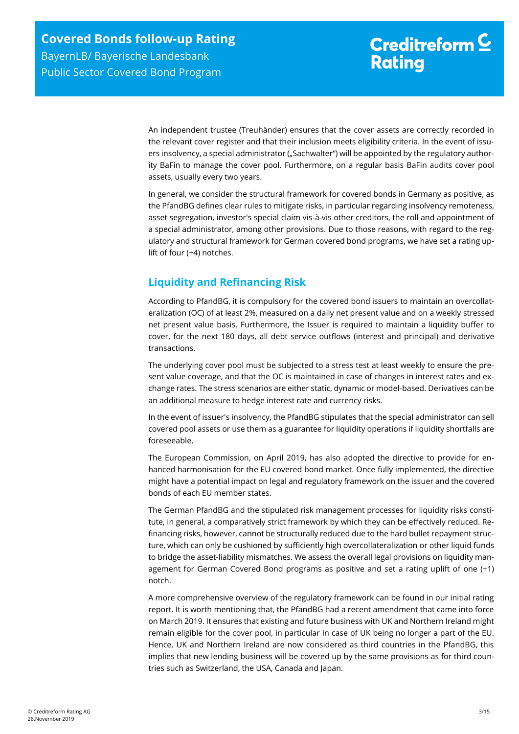An independent trustee (Treuhänder) ensures that the cover assets are correctly recorded in the relevant cover register and that their inclusion meets eligibility criteria. In the event of issuers insolvency, a special administrator („Sachwalter") will be appointed by the regulatory authority BaFin to manage the cover pool. Furthermore, on a regular basis BaFin audits cover pool assets, usually every two years.

In general, we consider the structural framework for covered bonds in Germany as positive, as the PfandBG defines clear rules to mitigate risks, in particular regarding insolvency remoteness, asset segregation, investor's special claim vis-à-vis other creditors, the roll and appointment of a special administrator, among other provisions. Due to those reasons, with regard to the regulatory and structural framework for German covered bond programs, we have set a rating uplift of four (+4) notches.

## Liquidity and Refinancing Risk

According to PfandBG, it is compulsory for the covered bond issuers to maintain an overcollateralization (OC) of at least 2%, measured on a daily net present value and on a weekly stressed net present value basis. Furthermore, the Issuer is required to maintain a liquidity buffer to cover, for the next 180 days, all debt service outflows (interest and principal) and derivative transactions.

The underlying cover pool must be subjected to a stress test at least weekly to ensure the present value coverage, and that the OC is maintained in case of changes in interest rates and exchange rates. The stress scenarios are either static, dynamic or model-based. Derivatives can be an additional measure to hedge interest rate and currency risks.

In the event of issuer's insolvency, the PfandBG stipulates that the special administrator can sell covered pool assets or use them as a guarantee for liquidity operations if liquidity shortfalls are foreseeable.

The European Commission, on April 2019, has also adopted the directive to provide for enhanced harmonisation for the EU covered bond market. Once fully implemented, the directive might have a potential impact on legal and regulatory framework on the issuer and the covered bonds of each EU member states.

The German PfandBG and the stipulated risk management processes for liquidity risks constitute, in general, a comparatively strict framework by which they can be effectively reduced. Refinancing risks, however, cannot be structurally reduced due to the hard bullet repayment structure, which can only be cushioned by sufficiently high overcollateralization or other liquid funds to bridge the asset-liability mismatches. We assess the overall legal provisions on liquidity management for German Covered Bond programs as positive and set a rating uplift of one (+1) notch.

A more comprehensive overview of the regulatory framework can be found in our initial rating report. It is worth mentioning that, the PfandBG had a recent amendment that came into force on March 2019. It ensures that existing and future business with UK and Northern Ireland might remain eligible for the cover pool, in particular in case of UK being no longer a part of the EU. Hence, UK and Northern Ireland are now considered as third countries in the PfandBG, this implies that new lending business will be covered up by the same provisions as for third countries such as Switzerland, the USA, Canada and Japan.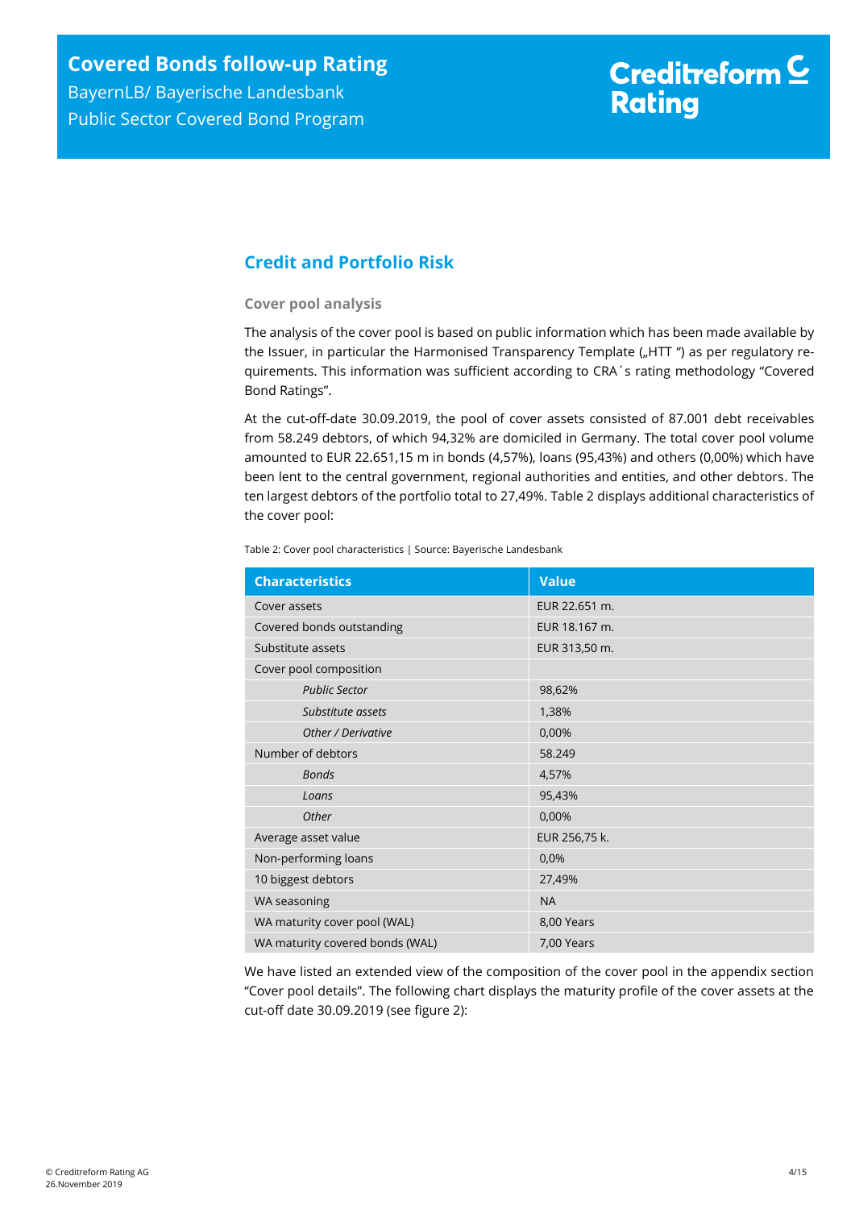## Credit and Portfolio Risk

### Cover pool analysis

The analysis of the cover pool is based on public information which has been made available by the Issuer, in particular the Harmonised Transparency Template („HTT ") as per regulatory requirements. This information was sufficient according to CRA´s rating methodology "Covered Bond Ratings".

At the cut-off-date 30.09.2019, the pool of cover assets consisted of 87.001 debt receivables from 58.249 debtors, of which 94,32% are domiciled in Germany. The total cover pool volume amounted to EUR 22.651,15 m in bonds (4,57%), loans (95,43%) and others (0,00%) which have been lent to the central government, regional authorities and entities, and other debtors. The ten largest debtors of the portfolio total to 27,49%. Table 2 displays additional characteristics of the cover pool:

Table 2: Cover pool characteristics | Source: Bayerische Landesbank

| Characteristics | Value |
|---|---|
| Cover assets | EUR 22.651 m. |
| Covered bonds outstanding | EUR 18.167 m. |
| Substitute assets | EUR 313,50 m. |
| Cover pool composition | |
| *Public Sector* | 98,62% |
| *Substitute assets* | 1,38% |
| *Other / Derivative* | 0,00% |
| Number of debtors | 58.249 |
| *Bonds* | 4,57% |
| *Loans* | 95,43% |
| *Other* | 0,00% |
| Average asset value | EUR 256,75 k. |
| Non-performing loans | 0,0% |
| 10 biggest debtors | 27,49% |
| WA seasoning | NA |
| WA maturity cover pool (WAL) | 8,00 Years |
| WA maturity covered bonds (WAL) | 7,00 Years |

We have listed an extended view of the composition of the cover pool in the appendix section "Cover pool details". The following chart displays the maturity profile of the cover assets at the cut-off date 30.09.2019 (see figure 2):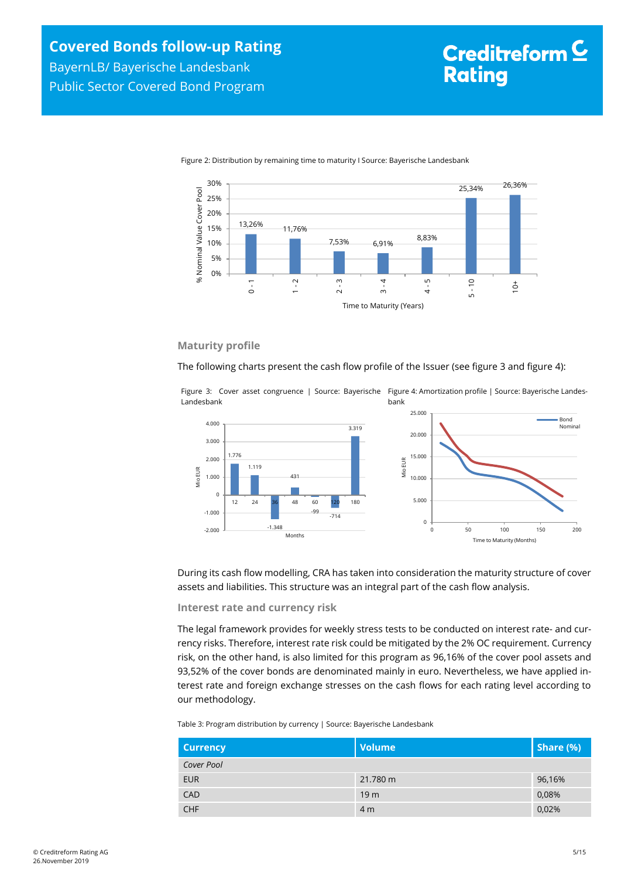Figure 2: Distribution by remaining time to maturity I Source: Bayerische Landesbank

| Time to Maturity (Years) | % Nominal Value Cover Pool |
|---|---|
| 0 - 1 | 13,26% |
| 1 - 2 | 11,76% |
| 2 - 3 | 7,53% |
| 3 - 4 | 6,91% |
| 4 - 5 | 8,83% |
| 5 - 10 | 25,34% |
| 10+ | 26,36% |

### Maturity profile

The following charts present the cash flow profile of the Issuer (see figure 3 and figure 4):

Figure 3: Cover asset congruence | Source: Bayerische Landesbank

| Months | Mio EUR |
|---|---|
| 12 | 1.776 |
| 24 | 1.119 |
| 36 | -1.348 |
| 48 | 431 |
| 60 | -99 |
| 120 | -714 |
| 180 | 3.319 |

Figure 4: Amortization profile | Source: Bayerische Landesbank

During its cash flow modelling, CRA has taken into consideration the maturity structure of cover assets and liabilities. This structure was an integral part of the cash flow analysis.

### Interest rate and currency risk

The legal framework provides for weekly stress tests to be conducted on interest rate- and currency risks. Therefore, interest rate risk could be mitigated by the 2% OC requirement. Currency risk, on the other hand, is also limited for this program as 96,16% of the cover pool assets and 93,52% of the cover bonds are denominated mainly in euro. Nevertheless, we have applied interest rate and foreign exchange stresses on the cash flows for each rating level according to our methodology.

Table 3: Program distribution by currency | Source: Bayerische Landesbank

| Currency | Volume | Share (%) |
|---|---|---|
| *Cover Pool* | | |
| EUR | 21.780 m | 96,16% |
| CAD | 19 m | 0,08% |
| CHF | 4 m | 0,02% |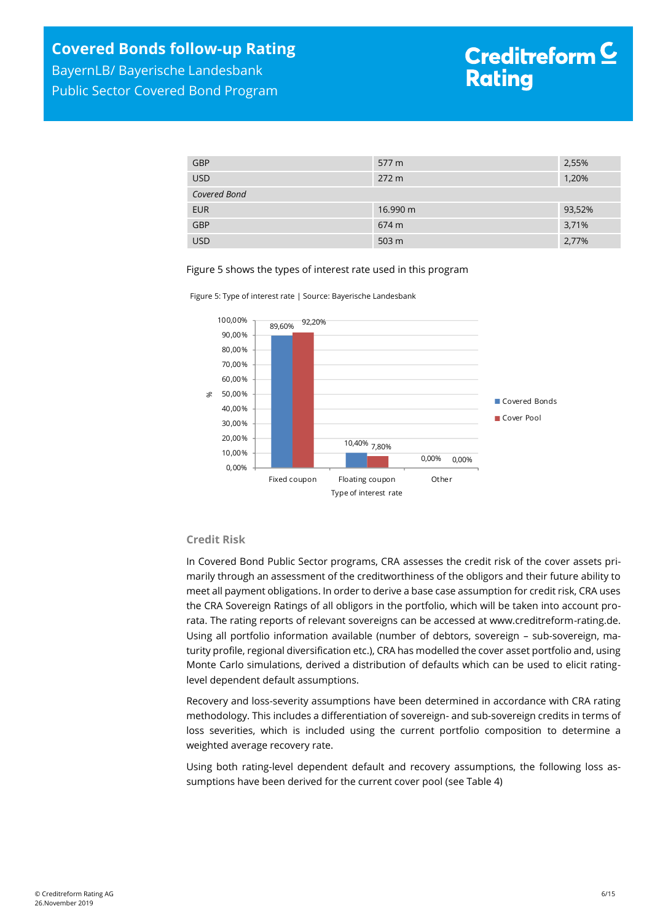| | | |
|---|---|---|
| GBP | 577 m | 2,55% |
| USD | 272 m | 1,20% |
| *Covered Bond* | | |
| EUR | 16.990 m | 93,52% |
| GBP | 674 m | 3,71% |
| USD | 503 m | 2,77% |

Figure 5 shows the types of interest rate used in this program

Figure 5: Type of interest rate | Source: Bayerische Landesbank

| Type of interest rate | Covered Bonds | Cover Pool |
|---|---|---|
| Fixed coupon | 89,60% | 92,20% |
| Floating coupon | 10,40% | 7,80% |
| Other | 0,00% | 0,00% |

### Credit Risk

In Covered Bond Public Sector programs, CRA assesses the credit risk of the cover assets primarily through an assessment of the creditworthiness of the obligors and their future ability to meet all payment obligations. In order to derive a base case assumption for credit risk, CRA uses the CRA Sovereign Ratings of all obligors in the portfolio, which will be taken into account pro-rata. The rating reports of relevant sovereigns can be accessed at www.creditreform-rating.de. Using all portfolio information available (number of debtors, sovereign – sub-sovereign, maturity profile, regional diversification etc.), CRA has modelled the cover asset portfolio and, using Monte Carlo simulations, derived a distribution of defaults which can be used to elicit rating-level dependent default assumptions.

Recovery and loss-severity assumptions have been determined in accordance with CRA rating methodology. This includes a differentiation of sovereign- and sub-sovereign credits in terms of loss severities, which is included using the current portfolio composition to determine a weighted average recovery rate.

Using both rating-level dependent default and recovery assumptions, the following loss assumptions have been derived for the current cover pool (see Table 4)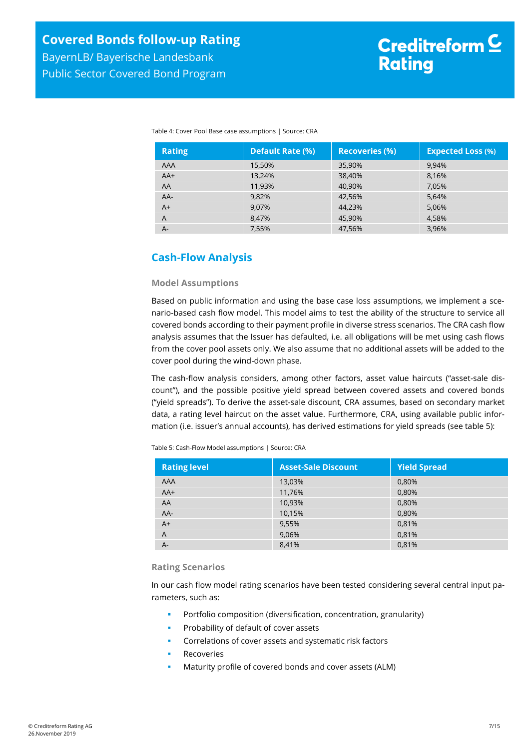Table 4: Cover Pool Base case assumptions | Source: CRA

| Rating | Default Rate (%) | Recoveries (%) | Expected Loss (%) |
|---|---|---|---|
| AAA | 15,50% | 35,90% | 9,94% |
| AA+ | 13,24% | 38,40% | 8,16% |
| AA | 11,93% | 40,90% | 7,05% |
| AA- | 9,82% | 42,56% | 5,64% |
| A+ | 9,07% | 44,23% | 5,06% |
| A | 8,47% | 45,90% | 4,58% |
| A- | 7,55% | 47,56% | 3,96% |

## Cash-Flow Analysis

### Model Assumptions

Based on public information and using the base case loss assumptions, we implement a scenario-based cash flow model. This model aims to test the ability of the structure to service all covered bonds according to their payment profile in diverse stress scenarios. The CRA cash flow analysis assumes that the Issuer has defaulted, i.e. all obligations will be met using cash flows from the cover pool assets only. We also assume that no additional assets will be added to the cover pool during the wind-down phase.

The cash-flow analysis considers, among other factors, asset value haircuts ("asset-sale discount"), and the possible positive yield spread between covered assets and covered bonds ("yield spreads"). To derive the asset-sale discount, CRA assumes, based on secondary market data, a rating level haircut on the asset value. Furthermore, CRA, using available public information (i.e. issuer's annual accounts), has derived estimations for yield spreads (see table 5):

Table 5: Cash-Flow Model assumptions | Source: CRA

| Rating level | Asset-Sale Discount | Yield Spread |
|---|---|---|
| AAA | 13,03% | 0,80% |
| AA+ | 11,76% | 0,80% |
| AA | 10,93% | 0,80% |
| AA- | 10,15% | 0,80% |
| A+ | 9,55% | 0,81% |
| A | 9,06% | 0,81% |
| A- | 8,41% | 0,81% |

### Rating Scenarios

In our cash flow model rating scenarios have been tested considering several central input parameters, such as:

- Portfolio composition (diversification, concentration, granularity)
- Probability of default of cover assets
- Correlations of cover assets and systematic risk factors
- Recoveries
- Maturity profile of covered bonds and cover assets (ALM)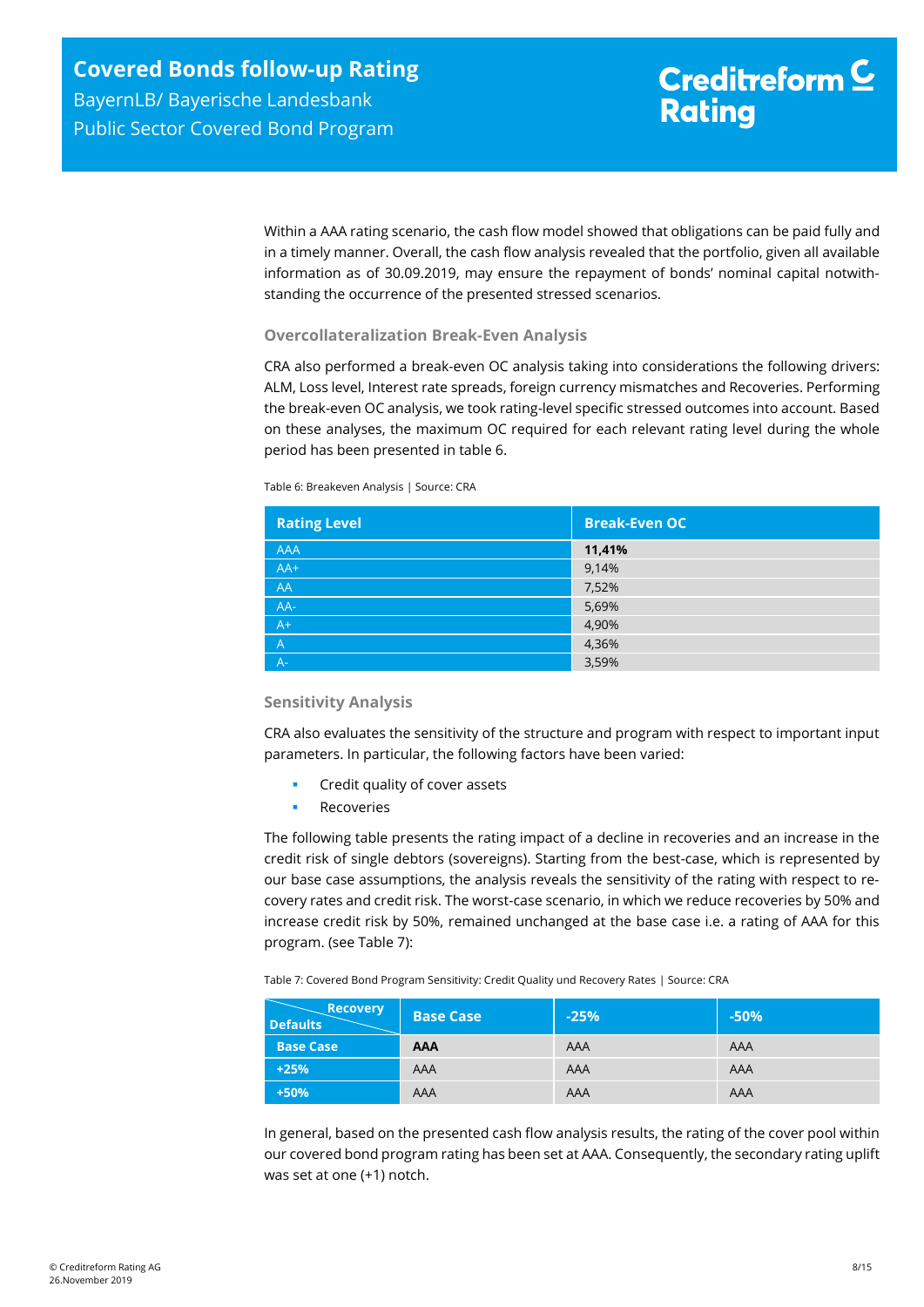Within a AAA rating scenario, the cash flow model showed that obligations can be paid fully and in a timely manner. Overall, the cash flow analysis revealed that the portfolio, given all available information as of 30.09.2019, may ensure the repayment of bonds' nominal capital notwithstanding the occurrence of the presented stressed scenarios.

### Overcollateralization Break-Even Analysis

CRA also performed a break-even OC analysis taking into considerations the following drivers: ALM, Loss level, Interest rate spreads, foreign currency mismatches and Recoveries. Performing the break-even OC analysis, we took rating-level specific stressed outcomes into account. Based on these analyses, the maximum OC required for each relevant rating level during the whole period has been presented in table 6.

Table 6: Breakeven Analysis | Source: CRA

| Rating Level | Break-Even OC |
|---|---|
| AAA | **11,41%** |
| AA+ | 9,14% |
| AA | 7,52% |
| AA- | 5,69% |
| A+ | 4,90% |
| A | 4,36% |
| A- | 3,59% |

### Sensitivity Analysis

CRA also evaluates the sensitivity of the structure and program with respect to important input parameters. In particular, the following factors have been varied:

- Credit quality of cover assets
- Recoveries

The following table presents the rating impact of a decline in recoveries and an increase in the credit risk of single debtors (sovereigns). Starting from the best-case, which is represented by our base case assumptions, the analysis reveals the sensitivity of the rating with respect to recovery rates and credit risk. The worst-case scenario, in which we reduce recoveries by 50% and increase credit risk by 50%, remained unchanged at the base case i.e. a rating of AAA for this program. (see Table 7):

Table 7: Covered Bond Program Sensitivity: Credit Quality und Recovery Rates | Source: CRA

| Defaults \ Recovery | Base Case | -25% | -50% |
|---|---|---|---|
| **Base Case** | **AAA** | AAA | AAA |
| **+25%** | AAA | AAA | AAA |
| **+50%** | AAA | AAA | AAA |

In general, based on the presented cash flow analysis results, the rating of the cover pool within our covered bond program rating has been set at AAA. Consequently, the secondary rating uplift was set at one (+1) notch.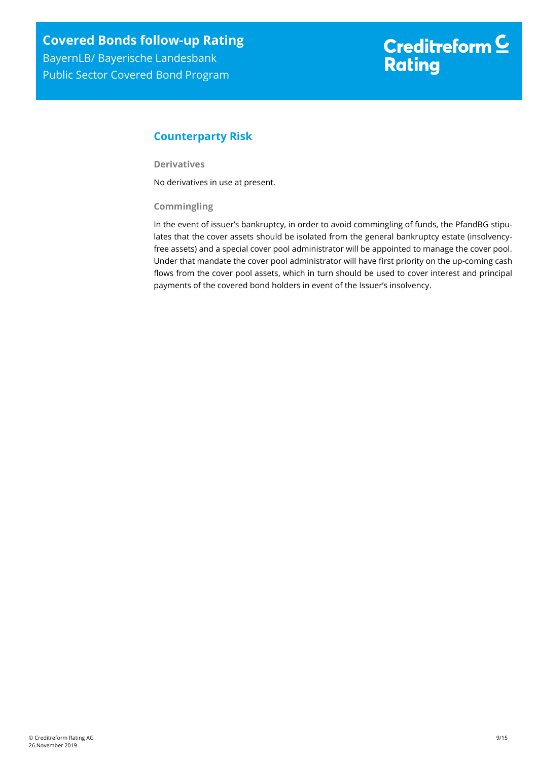## Counterparty Risk

### Derivatives

No derivatives in use at present.

### Commingling

In the event of issuer's bankruptcy, in order to avoid commingling of funds, the PfandBG stipulates that the cover assets should be isolated from the general bankruptcy estate (insolvency-free assets) and a special cover pool administrator will be appointed to manage the cover pool. Under that mandate the cover pool administrator will have first priority on the up-coming cash flows from the cover pool assets, which in turn should be used to cover interest and principal payments of the covered bond holders in event of the Issuer's insolvency.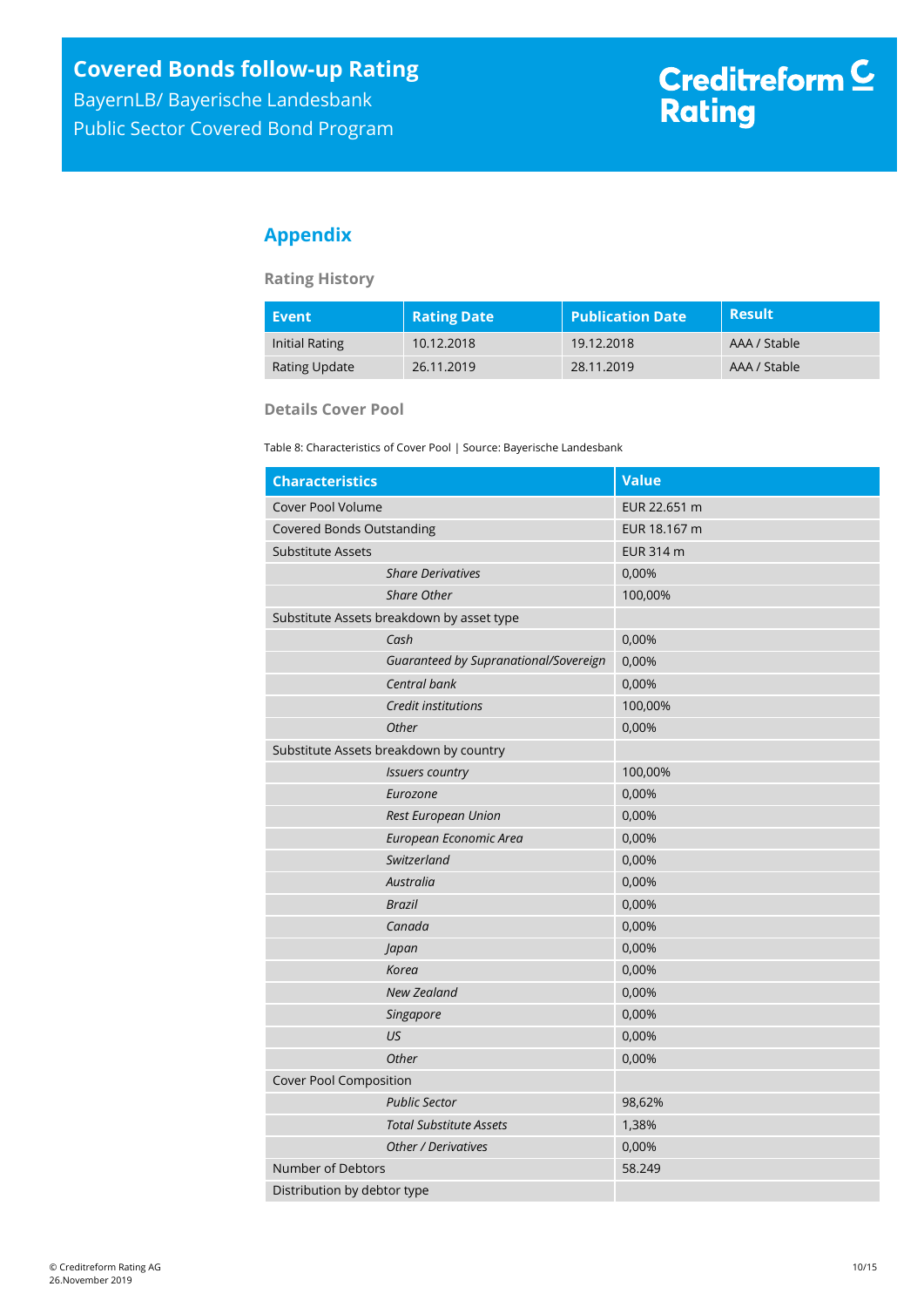## Appendix

### Rating History

| Event | Rating Date | Publication Date | Result |
|---|---|---|---|
| Initial Rating | 10.12.2018 | 19.12.2018 | AAA / Stable |
| Rating Update | 26.11.2019 | 28.11.2019 | AAA / Stable |

### Details Cover Pool

Table 8: Characteristics of Cover Pool | Source: Bayerische Landesbank

| Characteristics | Value |
|---|---|
| Cover Pool Volume | EUR 22.651 m |
| Covered Bonds Outstanding | EUR 18.167 m |
| Substitute Assets | EUR 314 m |
| *Share Derivatives* | 0,00% |
| *Share Other* | 100,00% |
| Substitute Assets breakdown by asset type | |
| *Cash* | 0,00% |
| *Guaranteed by Supranational/Sovereign* | 0,00% |
| *Central bank* | 0,00% |
| *Credit institutions* | 100,00% |
| *Other* | 0,00% |
| Substitute Assets breakdown by country | |
| *Issuers country* | 100,00% |
| *Eurozone* | 0,00% |
| *Rest European Union* | 0,00% |
| *European Economic Area* | 0,00% |
| *Switzerland* | 0,00% |
| *Australia* | 0,00% |
| *Brazil* | 0,00% |
| *Canada* | 0,00% |
| *Japan* | 0,00% |
| *Korea* | 0,00% |
| *New Zealand* | 0,00% |
| *Singapore* | 0,00% |
| *US* | 0,00% |
| *Other* | 0,00% |
| Cover Pool Composition | |
| *Public Sector* | 98,62% |
| *Total Substitute Assets* | 1,38% |
| *Other / Derivatives* | 0,00% |
| Number of Debtors | 58.249 |
| Distribution by debtor type | |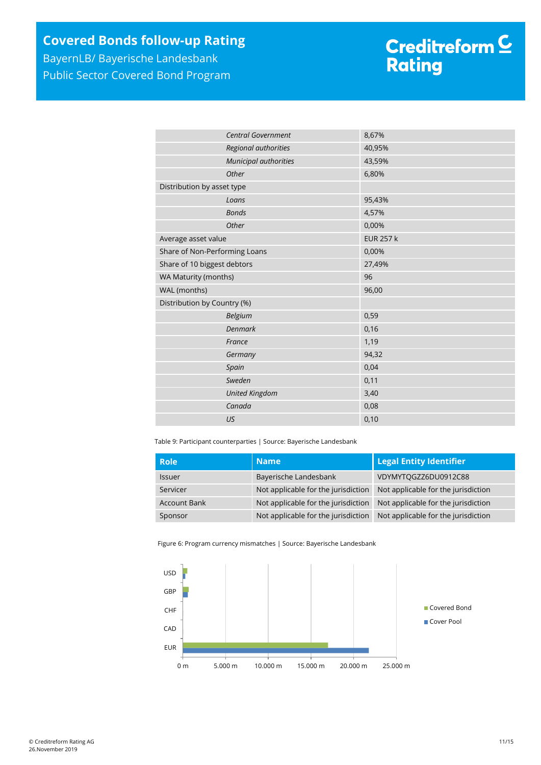| | |
|---|---|
| *Central Government* | 8,67% |
| *Regional authorities* | 40,95% |
| *Municipal authorities* | 43,59% |
| *Other* | 6,80% |
| Distribution by asset type | |
| *Loans* | 95,43% |
| *Bonds* | 4,57% |
| *Other* | 0,00% |
| Average asset value | EUR 257 k |
| Share of Non-Performing Loans | 0,00% |
| Share of 10 biggest debtors | 27,49% |
| WA Maturity (months) | 96 |
| WAL (months) | 96,00 |
| Distribution by Country (%) | |
| *Belgium* | 0,59 |
| *Denmark* | 0,16 |
| *France* | 1,19 |
| *Germany* | 94,32 |
| *Spain* | 0,04 |
| *Sweden* | 0,11 |
| *United Kingdom* | 3,40 |
| *Canada* | 0,08 |
| *US* | 0,10 |

Table 9: Participant counterparties | Source: Bayerische Landesbank

| Role | Name | Legal Entity Identifier |
|---|---|---|
| Issuer | Bayerische Landesbank | VDYMYTQGZZ6DU0912C88 |
| Servicer | Not applicable for the jurisdiction | Not applicable for the jurisdiction |
| Account Bank | Not applicable for the jurisdiction | Not applicable for the jurisdiction |
| Sponsor | Not applicable for the jurisdiction | Not applicable for the jurisdiction |

Figure 6: Program currency mismatches | Source: Bayerische Landesbank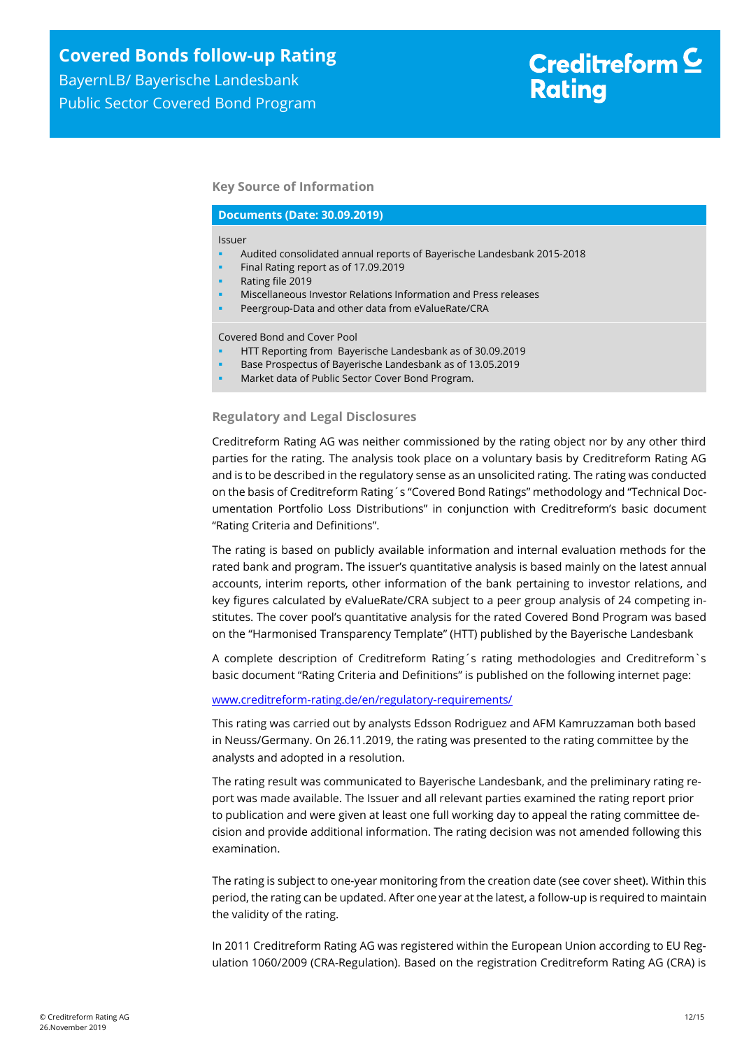## Key Source of Information

**Documents (Date: 30.09.2019)**

Issuer

- Audited consolidated annual reports of Bayerische Landesbank 2015-2018
- Final Rating report as of 17.09.2019
- Rating file 2019
- Miscellaneous Investor Relations Information and Press releases
- Peergroup-Data and other data from eValueRate/CRA

Covered Bond and Cover Pool

- HTT Reporting from Bayerische Landesbank as of 30.09.2019
- Base Prospectus of Bayerische Landesbank as of 13.05.2019
- Market data of Public Sector Cover Bond Program.

## Regulatory and Legal Disclosures

Creditreform Rating AG was neither commissioned by the rating object nor by any other third parties for the rating. The analysis took place on a voluntary basis by Creditreform Rating AG and is to be described in the regulatory sense as an unsolicited rating. The rating was conducted on the basis of Creditreform Rating´s "Covered Bond Ratings" methodology and "Technical Documentation Portfolio Loss Distributions" in conjunction with Creditreform's basic document "Rating Criteria and Definitions".

The rating is based on publicly available information and internal evaluation methods for the rated bank and program. The issuer's quantitative analysis is based mainly on the latest annual accounts, interim reports, other information of the bank pertaining to investor relations, and key figures calculated by eValueRate/CRA subject to a peer group analysis of 24 competing institutes. The cover pool's quantitative analysis for the rated Covered Bond Program was based on the "Harmonised Transparency Template" (HTT) published by the Bayerische Landesbank

A complete description of Creditreform Rating´s rating methodologies and Creditreform`s basic document "Rating Criteria and Definitions" is published on the following internet page:

[www.creditreform-rating.de/en/regulatory-requirements/](www.creditreform-rating.de/en/regulatory-requirements/)

This rating was carried out by analysts Edsson Rodriguez and AFM Kamruzzaman both based in Neuss/Germany. On 26.11.2019, the rating was presented to the rating committee by the analysts and adopted in a resolution.

The rating result was communicated to Bayerische Landesbank, and the preliminary rating report was made available. The Issuer and all relevant parties examined the rating report prior to publication and were given at least one full working day to appeal the rating committee decision and provide additional information. The rating decision was not amended following this examination.

The rating is subject to one-year monitoring from the creation date (see cover sheet). Within this period, the rating can be updated. After one year at the latest, a follow-up is required to maintain the validity of the rating.

In 2011 Creditreform Rating AG was registered within the European Union according to EU Regulation 1060/2009 (CRA-Regulation). Based on the registration Creditreform Rating AG (CRA) is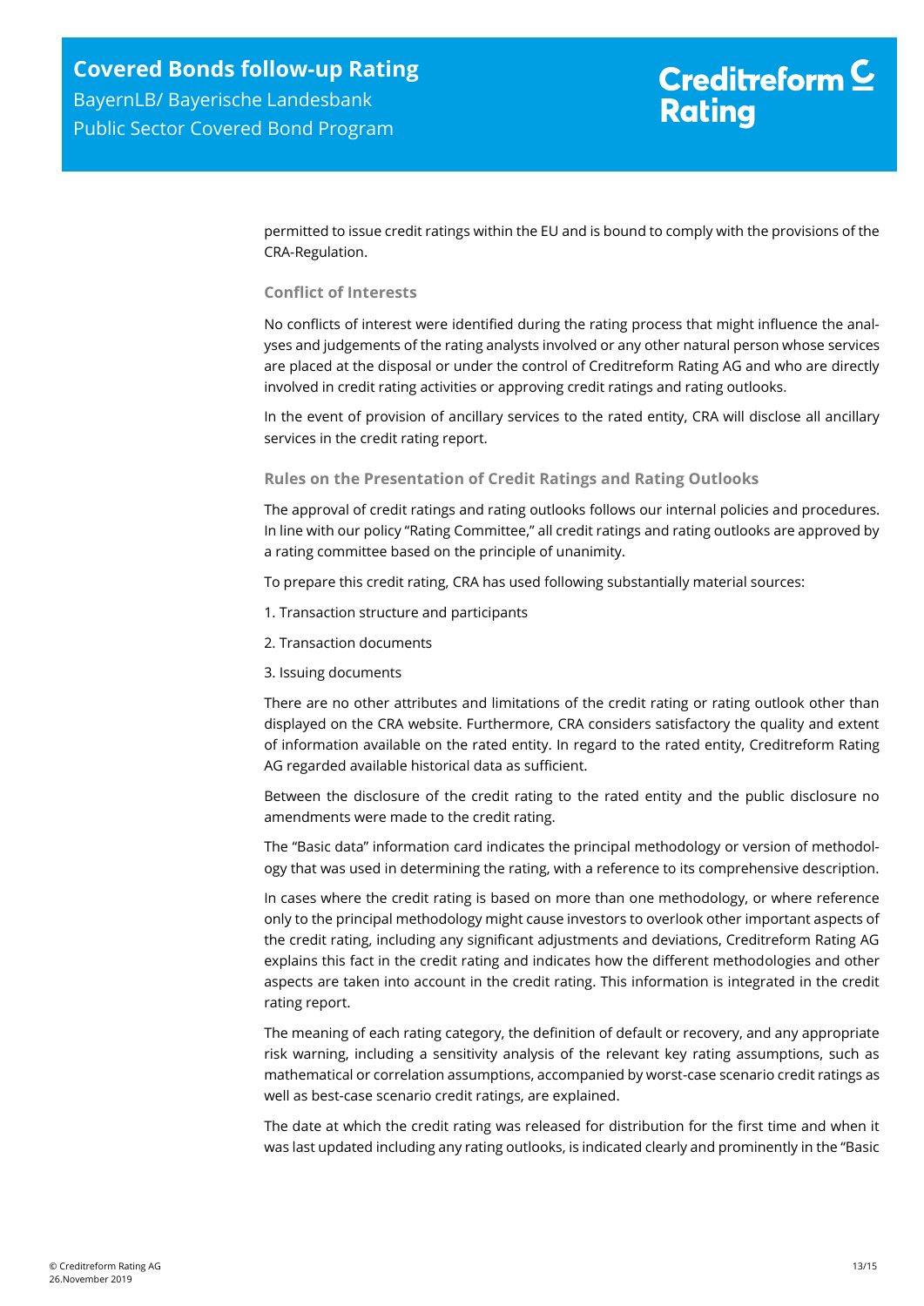permitted to issue credit ratings within the EU and is bound to comply with the provisions of the CRA-Regulation.

### Conflict of Interests

No conflicts of interest were identified during the rating process that might influence the analyses and judgements of the rating analysts involved or any other natural person whose services are placed at the disposal or under the control of Creditreform Rating AG and who are directly involved in credit rating activities or approving credit ratings and rating outlooks.

In the event of provision of ancillary services to the rated entity, CRA will disclose all ancillary services in the credit rating report.

### Rules on the Presentation of Credit Ratings and Rating Outlooks

The approval of credit ratings and rating outlooks follows our internal policies and procedures. In line with our policy "Rating Committee," all credit ratings and rating outlooks are approved by a rating committee based on the principle of unanimity.

To prepare this credit rating, CRA has used following substantially material sources:

1. Transaction structure and participants
2. Transaction documents
3. Issuing documents

There are no other attributes and limitations of the credit rating or rating outlook other than displayed on the CRA website. Furthermore, CRA considers satisfactory the quality and extent of information available on the rated entity. In regard to the rated entity, Creditreform Rating AG regarded available historical data as sufficient.

Between the disclosure of the credit rating to the rated entity and the public disclosure no amendments were made to the credit rating.

The "Basic data" information card indicates the principal methodology or version of methodology that was used in determining the rating, with a reference to its comprehensive description.

In cases where the credit rating is based on more than one methodology, or where reference only to the principal methodology might cause investors to overlook other important aspects of the credit rating, including any significant adjustments and deviations, Creditreform Rating AG explains this fact in the credit rating and indicates how the different methodologies and other aspects are taken into account in the credit rating. This information is integrated in the credit rating report.

The meaning of each rating category, the definition of default or recovery, and any appropriate risk warning, including a sensitivity analysis of the relevant key rating assumptions, such as mathematical or correlation assumptions, accompanied by worst-case scenario credit ratings as well as best-case scenario credit ratings, are explained.

The date at which the credit rating was released for distribution for the first time and when it was last updated including any rating outlooks, is indicated clearly and prominently in the "Basic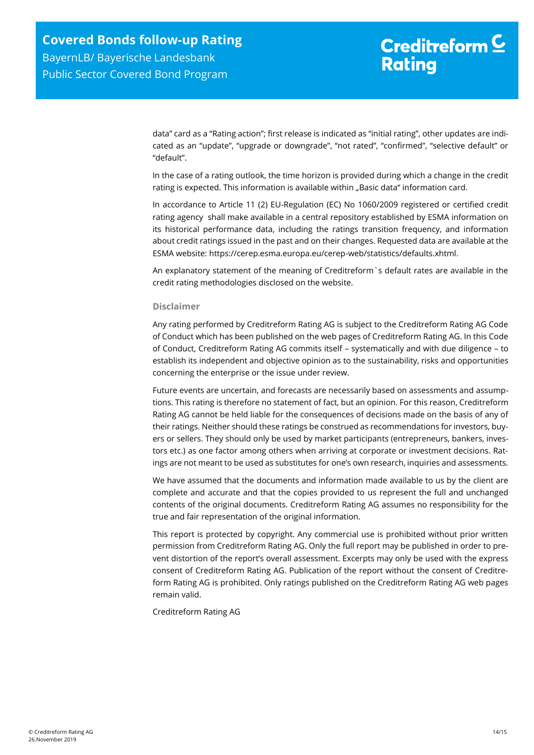data" card as a "Rating action"; first release is indicated as "initial rating", other updates are indicated as an "update", "upgrade or downgrade", "not rated", "confirmed", "selective default" or "default".

In the case of a rating outlook, the time horizon is provided during which a change in the credit rating is expected. This information is available within „Basic data" information card.

In accordance to Article 11 (2) EU-Regulation (EC) No 1060/2009 registered or certified credit rating agency shall make available in a central repository established by ESMA information on its historical performance data, including the ratings transition frequency, and information about credit ratings issued in the past and on their changes. Requested data are available at the ESMA website: https://cerep.esma.europa.eu/cerep-web/statistics/defaults.xhtml.

An explanatory statement of the meaning of Creditreform`s default rates are available in the credit rating methodologies disclosed on the website.

### Disclaimer

Any rating performed by Creditreform Rating AG is subject to the Creditreform Rating AG Code of Conduct which has been published on the web pages of Creditreform Rating AG. In this Code of Conduct, Creditreform Rating AG commits itself – systematically and with due diligence – to establish its independent and objective opinion as to the sustainability, risks and opportunities concerning the enterprise or the issue under review.

Future events are uncertain, and forecasts are necessarily based on assessments and assumptions. This rating is therefore no statement of fact, but an opinion. For this reason, Creditreform Rating AG cannot be held liable for the consequences of decisions made on the basis of any of their ratings. Neither should these ratings be construed as recommendations for investors, buyers or sellers. They should only be used by market participants (entrepreneurs, bankers, investors etc.) as one factor among others when arriving at corporate or investment decisions. Ratings are not meant to be used as substitutes for one's own research, inquiries and assessments.

We have assumed that the documents and information made available to us by the client are complete and accurate and that the copies provided to us represent the full and unchanged contents of the original documents. Creditreform Rating AG assumes no responsibility for the true and fair representation of the original information.

This report is protected by copyright. Any commercial use is prohibited without prior written permission from Creditreform Rating AG. Only the full report may be published in order to prevent distortion of the report's overall assessment. Excerpts may only be used with the express consent of Creditreform Rating AG. Publication of the report without the consent of Creditreform Rating AG is prohibited. Only ratings published on the Creditreform Rating AG web pages remain valid.

Creditreform Rating AG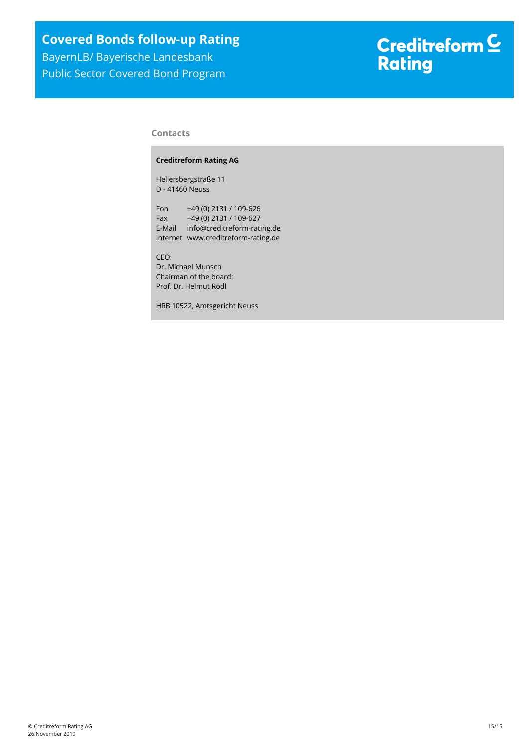## Contacts

**Creditreform Rating AG**

Hellersbergstraße 11
D - 41460 Neuss

Fon +49 (0) 2131 / 109-626
Fax +49 (0) 2131 / 109-627
E-Mail info@creditreform-rating.de
Internet www.creditreform-rating.de

CEO:
Dr. Michael Munsch
Chairman of the board:
Prof. Dr. Helmut Rödl

HRB 10522, Amtsgericht Neuss